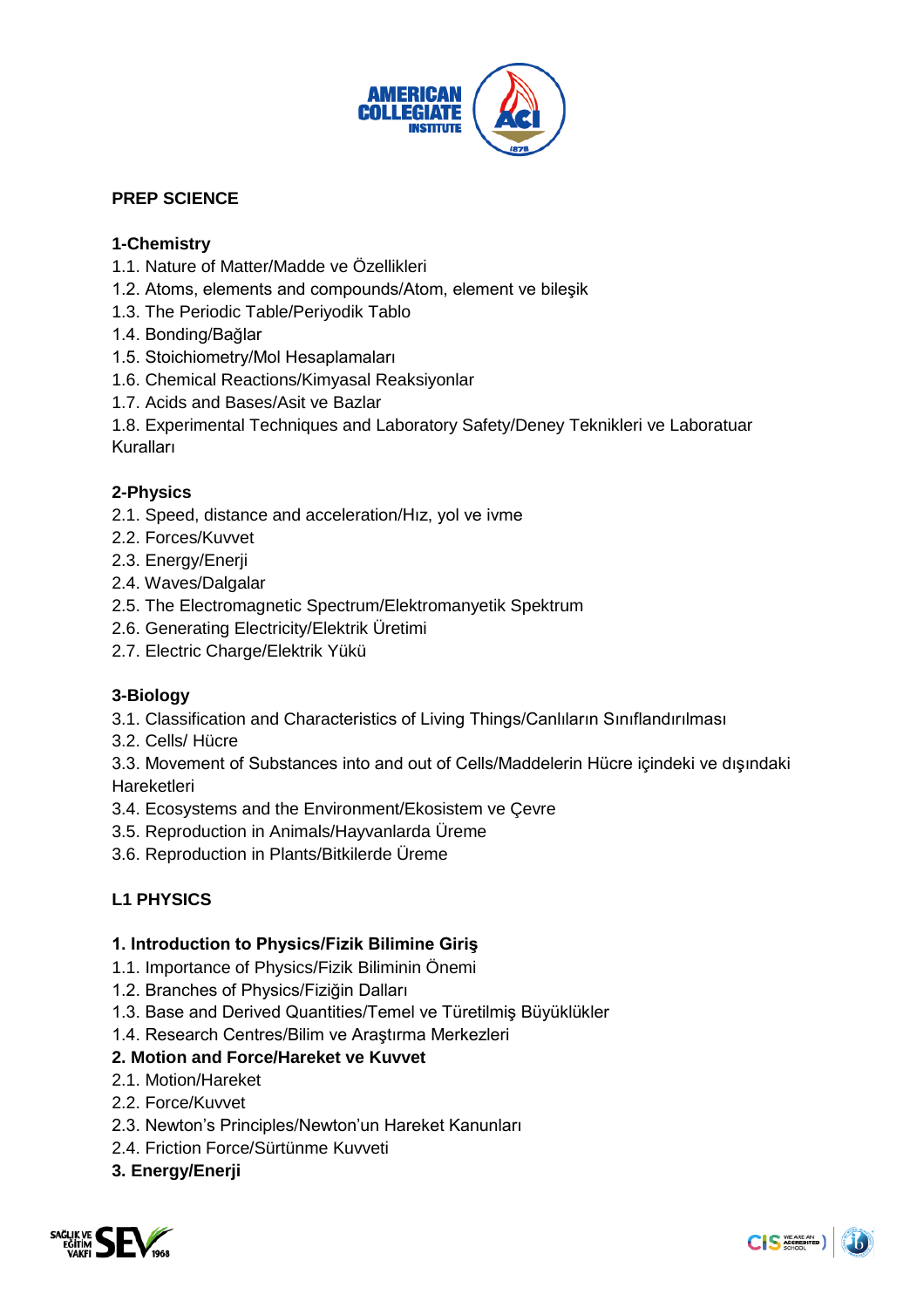## PREP SCIENCE

### 1-Chemistry

1.1. Nature of Matter/Madde ve Özellikleri
1.2. Atoms, elements and compounds/Atom, element ve bileşik
1.3. The Periodic Table/Periyodik Tablo
1.4. Bonding/Bağlar
1.5. Stoichiometry/Mol Hesaplamaları
1.6. Chemical Reactions/Kimyasal Reaksiyonlar
1.7. Acids and Bases/Asit ve Bazlar
1.8. Experimental Techniques and Laboratory Safety/Deney Teknikleri ve Laboratuar Kuralları

### 2-Physics

2.1. Speed, distance and acceleration/Hız, yol ve ivme
2.2. Forces/Kuvvet
2.3. Energy/Enerji
2.4. Waves/Dalgalar
2.5. The Electromagnetic Spectrum/Elektromanyetik Spektrum
2.6. Generating Electricity/Elektrik Üretimi
2.7. Electric Charge/Elektrik Yükü

### 3-Biology

3.1. Classification and Characteristics of Living Things/Canlıların Sınıflandırılması
3.2. Cells/ Hücre
3.3. Movement of Substances into and out of Cells/Maddelerin Hücre içindeki ve dışındaki Hareketleri
3.4. Ecosystems and the Environment/Ekosistem ve Çevre
3.5. Reproduction in Animals/Hayvanlarda Üreme
3.6. Reproduction in Plants/Bitkilerde Üreme

## L1 PHYSICS

### 1. Introduction to Physics/Fizik Bilimine Giriş

1.1. Importance of Physics/Fizik Biliminin Önemi
1.2. Branches of Physics/Fiziğin Dalları
1.3. Base and Derived Quantities/Temel ve Türetilmiş Büyüklükler
1.4. Research Centres/Bilim ve Araştırma Merkezleri

### 2. Motion and Force/Hareket ve Kuvvet

2.1. Motion/Hareket
2.2. Force/Kuvvet
2.3. Newton's Principles/Newton'un Hareket Kanunları
2.4. Friction Force/Sürtünme Kuvveti

### 3. Energy/Enerji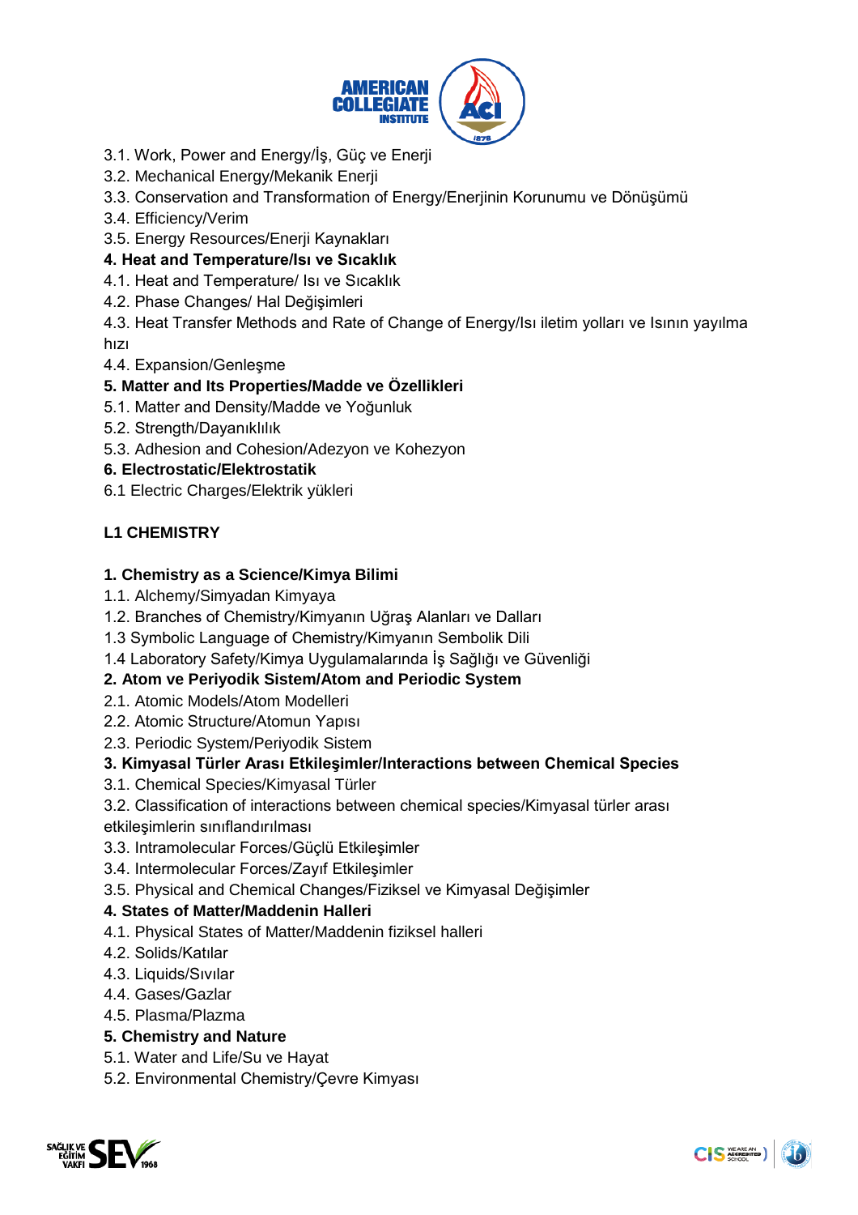3.1. Work, Power and Energy/İş, Güç ve Enerji
3.2. Mechanical Energy/Mekanik Enerji
3.3. Conservation and Transformation of Energy/Enerjinin Korunumu ve Dönüşümü
3.4. Efficiency/Verim
3.5. Energy Resources/Enerji Kaynakları

**4. Heat and Temperature/Isı ve Sıcaklık**

4.1. Heat and Temperature/ Isı ve Sıcaklık
4.2. Phase Changes/ Hal Değişimleri
4.3. Heat Transfer Methods and Rate of Change of Energy/Isı iletim yolları ve Isının yayılma hızı
4.4. Expansion/Genleşme

**5. Matter and Its Properties/Madde ve Özellikleri**

5.1. Matter and Density/Madde ve Yoğunluk
5.2. Strength/Dayanıklılık
5.3. Adhesion and Cohesion/Adezyon ve Kohezyon

**6. Electrostatic/Elektrostatik**

6.1 Electric Charges/Elektrik yükleri

## L1 CHEMISTRY

**1. Chemistry as a Science/Kimya Bilimi**

1.1. Alchemy/Simyadan Kimyaya
1.2. Branches of Chemistry/Kimyanın Uğraş Alanları ve Dalları
1.3 Symbolic Language of Chemistry/Kimyanın Sembolik Dili
1.4 Laboratory Safety/Kimya Uygulamalarında İş Sağlığı ve Güvenliği

**2. Atom ve Periyodik Sistem/Atom and Periodic System**

2.1. Atomic Models/Atom Modelleri
2.2. Atomic Structure/Atomun Yapısı
2.3. Periodic System/Periyodik Sistem

**3. Kimyasal Türler Arası Etkileşimler/Interactions between Chemical Species**

3.1. Chemical Species/Kimyasal Türler
3.2. Classification of interactions between chemical species/Kimyasal türler arası etkileşimlerin sınıflandırılması
3.3. Intramolecular Forces/Güçlü Etkileşimler
3.4. Intermolecular Forces/Zayıf Etkileşimler
3.5. Physical and Chemical Changes/Fiziksel ve Kimyasal Değişimler

**4. States of Matter/Maddenin Halleri**

4.1. Physical States of Matter/Maddenin fiziksel halleri
4.2. Solids/Katılar
4.3. Liquids/Sıvılar
4.4. Gases/Gazlar
4.5. Plasma/Plazma

**5. Chemistry and Nature**

5.1. Water and Life/Su ve Hayat
5.2. Environmental Chemistry/Çevre Kimyası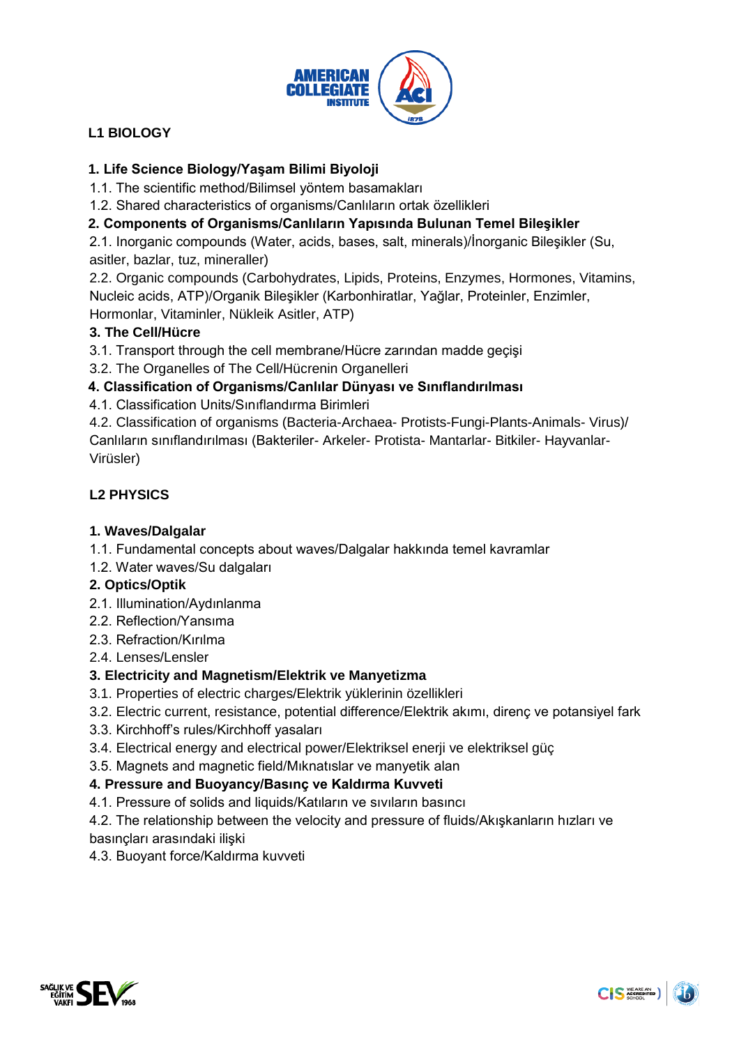## L1 BIOLOGY

**1. Life Science Biology/Yaşam Bilimi Biyoloji**

1.1. The scientific method/Bilimsel yöntem basamakları

1.2. Shared characteristics of organisms/Canlıların ortak özellikleri

**2. Components of Organisms/Canlıların Yapısında Bulunan Temel Bileşikler**

2.1. Inorganic compounds (Water, acids, bases, salt, minerals)/İnorganic Bileşikler (Su, asitler, bazlar, tuz, mineraller)

2.2. Organic compounds (Carbohydrates, Lipids, Proteins, Enzymes, Hormones, Vitamins, Nucleic acids, ATP)/Organik Bileşikler (Karbonhiratlar, Yağlar, Proteinler, Enzimler, Hormonlar, Vitaminler, Nükleik Asitler, ATP)

**3. The Cell/Hücre**

3.1. Transport through the cell membrane/Hücre zarından madde geçişi

3.2. The Organelles of The Cell/Hücrenin Organelleri

**4. Classification of Organisms/Canlılar Dünyası ve Sınıflandırılması**

4.1. Classification Units/Sınıflandırma Birimleri

4.2. Classification of organisms (Bacteria-Archaea- Protists-Fungi-Plants-Animals- Virus)/ Canlıların sınıflandırılması (Bakteriler- Arkeler- Protista- Mantarlar- Bitkiler- Hayvanlar- Virüsler)

## L2 PHYSICS

**1. Waves/Dalgalar**

1.1. Fundamental concepts about waves/Dalgalar hakkında temel kavramlar

1.2. Water waves/Su dalgaları

**2. Optics/Optik**

2.1. Illumination/Aydınlanma

2.2. Reflection/Yansıma

2.3. Refraction/Kırılma

2.4. Lenses/Lensler

**3. Electricity and Magnetism/Elektrik ve Manyetizma**

3.1. Properties of electric charges/Elektrik yüklerinin özellikleri

3.2. Electric current, resistance, potential difference/Elektrik akımı, direnç ve potansiyel fark

3.3. Kirchhoff's rules/Kirchhoff yasaları

3.4. Electrical energy and electrical power/Elektriksel enerji ve elektriksel güç

3.5. Magnets and magnetic field/Mıknatıslar ve manyetik alan

**4. Pressure and Buoyancy/Basınç ve Kaldırma Kuvveti**

4.1. Pressure of solids and liquids/Katıların ve sıvıların basıncı

4.2. The relationship between the velocity and pressure of fluids/Akışkanların hızları ve basınçları arasındaki ilişki

4.3. Buoyant force/Kaldırma kuvveti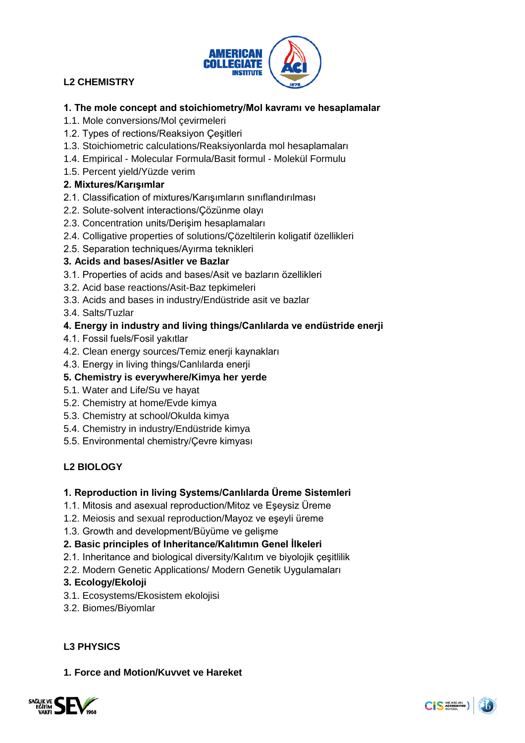## L2 CHEMISTRY

### 1. The mole concept and stoichiometry/Mol kavramı ve hesaplamalar

1.1. Mole conversions/Mol çevirmeleri
1.2. Types of rections/Reaksiyon Çeşitleri
1.3. Stoichiometric calculations/Reaksiyonlarda mol hesaplamaları
1.4. Empirical - Molecular Formula/Basit formul - Molekül Formulu
1.5. Percent yield/Yüzde verim

### 2. Mixtures/Karışımlar

2.1. Classification of mixtures/Karışımların sınıflandırılması
2.2. Solute-solvent interactions/Çözünme olayı
2.3. Concentration units/Derişim hesaplamaları
2.4. Colligative properties of solutions/Çözeltilerin koligatif özellikleri
2.5. Separation techniques/Ayırma teknikleri

### 3. Acids and bases/Asitler ve Bazlar

3.1. Properties of acids and bases/Asit ve bazların özellikleri
3.2. Acid base reactions/Asit-Baz tepkimeleri
3.3. Acids and bases in industry/Endüstride asit ve bazlar
3.4. Salts/Tuzlar

### 4. Energy in industry and living things/Canlılarda ve endüstride enerji

4.1. Fossil fuels/Fosil yakıtlar
4.2. Clean energy sources/Temiz enerji kaynakları
4.3. Energy in living things/Canlılarda enerji

### 5. Chemistry is everywhere/Kimya her yerde

5.1. Water and Life/Su ve hayat
5.2. Chemistry at home/Evde kimya
5.3. Chemistry at school/Okulda kimya
5.4. Chemistry in industry/Endüstride kimya
5.5. Environmental chemistry/Çevre kimyası

## L2 BIOLOGY

### 1. Reproduction in living Systems/Canlılarda Üreme Sistemleri

1.1. Mitosis and asexual reproduction/Mitoz ve Eşeysiz Üreme
1.2. Meiosis and sexual reproduction/Mayoz ve eşeyli üreme
1.3. Growth and development/Büyüme ve gelişme

### 2. Basic principles of Inheritance/Kalıtımın Genel İlkeleri

2.1. Inheritance and biological diversity/Kalıtım ve biyolojik çeşitlilik
2.2. Modern Genetic Applications/ Modern Genetik Uygulamaları

### 3. Ecology/Ekoloji

3.1. Ecosystems/Ekosistem ekolojisi
3.2. Biomes/Biyomlar

## L3 PHYSICS

### 1. Force and Motion/Kuvvet ve Hareket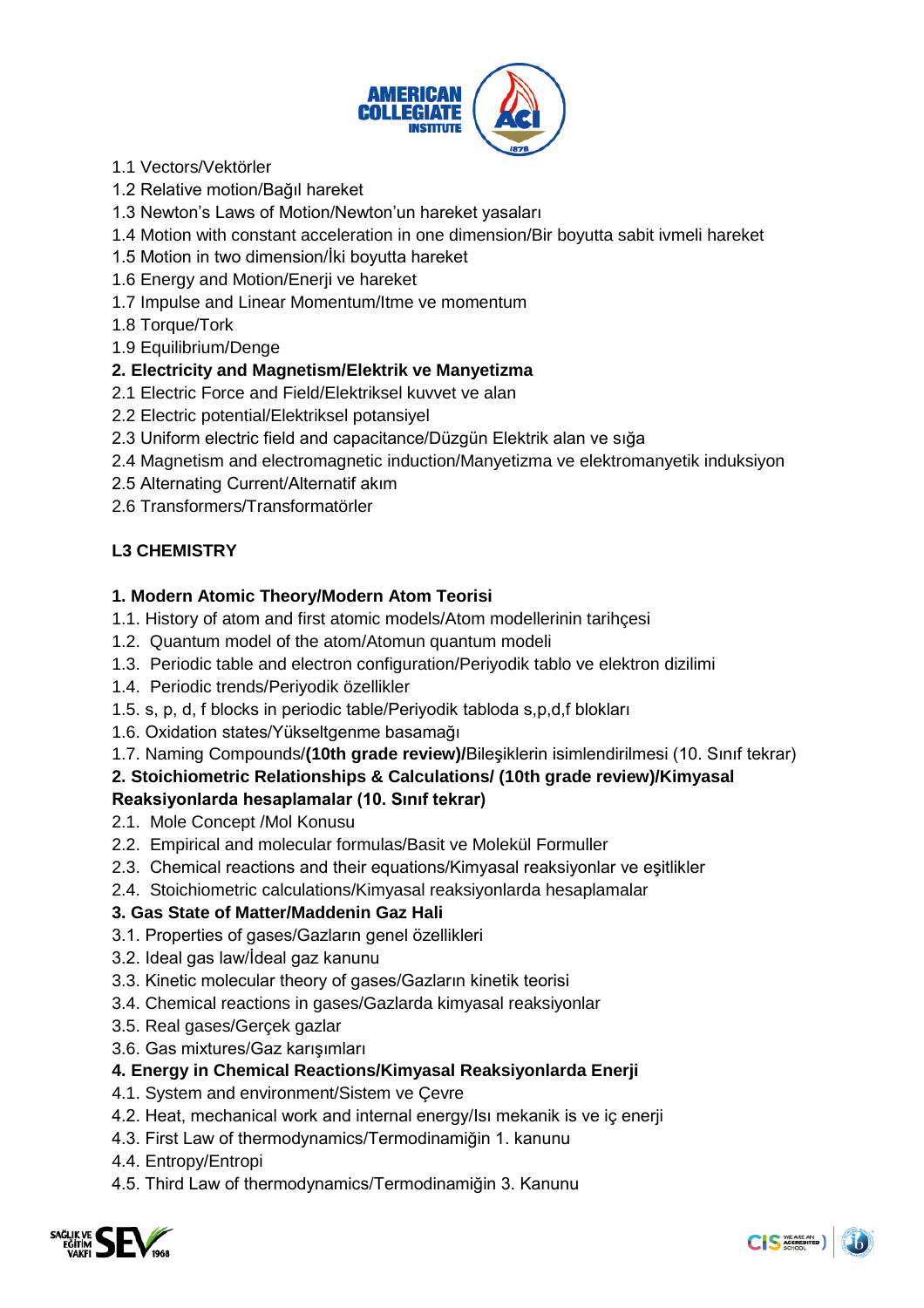1.1 Vectors/Vektörler
1.2 Relative motion/Bağıl hareket
1.3 Newton's Laws of Motion/Newton'un hareket yasaları
1.4 Motion with constant acceleration in one dimension/Bir boyutta sabit ivmeli hareket
1.5 Motion in two dimension/İki boyutta hareket
1.6 Energy and Motion/Enerji ve hareket
1.7 Impulse and Linear Momentum/Itme ve momentum
1.8 Torque/Tork
1.9 Equilibrium/Denge

**2. Electricity and Magnetism/Elektrik ve Manyetizma**

2.1 Electric Force and Field/Elektriksel kuvvet ve alan
2.2 Electric potential/Elektriksel potansiyel
2.3 Uniform electric field and capacitance/Düzgün Elektrik alan ve sığa
2.4 Magnetism and electromagnetic induction/Manyetizma ve elektromanyetik induksiyon
2.5 Alternating Current/Alternatif akım
2.6 Transformers/Transformatörler

## L3 CHEMISTRY

**1. Modern Atomic Theory/Modern Atom Teorisi**

1.1. History of atom and first atomic models/Atom modellerinin tarihçesi
1.2. Quantum model of the atom/Atomun quantum modeli
1.3. Periodic table and electron configuration/Periyodik tablo ve elektron dizilimi
1.4. Periodic trends/Periyodik özellikler
1.5. s, p, d, f blocks in periodic table/Periyodik tabloda s,p,d,f blokları
1.6. Oxidation states/Yükseltgenme basamağı
1.7. Naming Compounds/**(10th grade review)/**Bileşiklerin isimlendirilmesi (10. Sınıf tekrar)

**2. Stoichiometric Relationships & Calculations/ (10th grade review)/Kimyasal Reaksiyonlarda hesaplamalar (10. Sınıf tekrar)**

2.1. Mole Concept /Mol Konusu
2.2. Empirical and molecular formulas/Basit ve Molekül Formuller
2.3. Chemical reactions and their equations/Kimyasal reaksiyonlar ve eşitlikler
2.4. Stoichiometric calculations/Kimyasal reaksiyonlarda hesaplamalar

**3. Gas State of Matter/Maddenin Gaz Hali**

3.1. Properties of gases/Gazların genel özellikleri
3.2. Ideal gas law/İdeal gaz kanunu
3.3. Kinetic molecular theory of gases/Gazların kinetik teorisi
3.4. Chemical reactions in gases/Gazlarda kimyasal reaksiyonlar
3.5. Real gases/Gerçek gazlar
3.6. Gas mixtures/Gaz karışımları

**4. Energy in Chemical Reactions/Kimyasal Reaksiyonlarda Enerji**

4.1. System and environment/Sistem ve Çevre
4.2. Heat, mechanical work and internal energy/Isı mekanik is ve iç enerji
4.3. First Law of thermodynamics/Termodinamiğin 1. kanunu
4.4. Entropy/Entropi
4.5. Third Law of thermodynamics/Termodinamiğin 3. Kanunu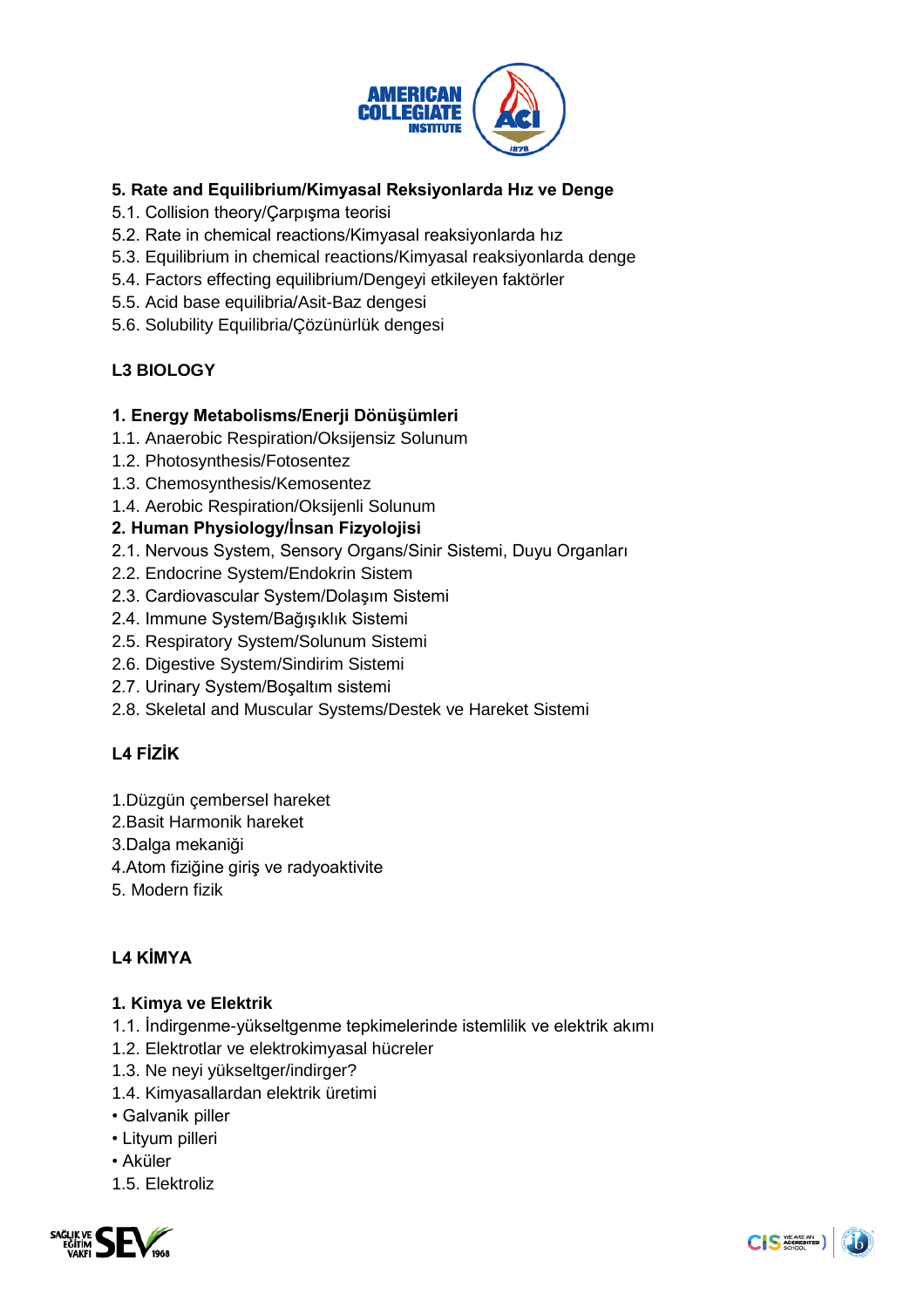**5. Rate and Equilibrium/Kimyasal Reksiyonlarda Hız ve Denge**

5.1. Collision theory/Çarpışma teorisi
5.2. Rate in chemical reactions/Kimyasal reaksiyonlarda hız
5.3. Equilibrium in chemical reactions/Kimyasal reaksiyonlarda denge
5.4. Factors effecting equilibrium/Dengeyi etkileyen faktörler
5.5. Acid base equilibria/Asit-Baz dengesi
5.6. Solubility Equilibria/Çözünürlük dengesi

## L3 BIOLOGY

**1. Energy Metabolisms/Enerji Dönüşümleri**

1.1. Anaerobic Respiration/Oksijensiz Solunum
1.2. Photosynthesis/Fotosentez
1.3. Chemosynthesis/Kemosentez
1.4. Aerobic Respiration/Oksijenli Solunum

**2. Human Physiology/İnsan Fizyolojisi**

2.1. Nervous System, Sensory Organs/Sinir Sistemi, Duyu Organları
2.2. Endocrine System/Endokrin Sistem
2.3. Cardiovascular System/Dolaşım Sistemi
2.4. Immune System/Bağışıklık Sistemi
2.5. Respiratory System/Solunum Sistemi
2.6. Digestive System/Sindirim Sistemi
2.7. Urinary System/Boşaltım sistemi
2.8. Skeletal and Muscular Systems/Destek ve Hareket Sistemi

## L4 FİZİK

1.Düzgün çembersel hareket
2.Basit Harmonik hareket
3.Dalga mekaniği
4.Atom fiziğine giriş ve radyoaktivite
5. Modern fizik

## L4 KİMYA

**1. Kimya ve Elektrik**

1.1. İndirgenme-yükseltgenme tepkimelerinde istemlilik ve elektrik akımı
1.2. Elektrotlar ve elektrokimyasal hücreler
1.3. Ne neyi yükseltger/indirger?
1.4. Kimyasallardan elektrik üretimi
- Galvanik piller
- Lityum pilleri
- Aküler

1.5. Elektroliz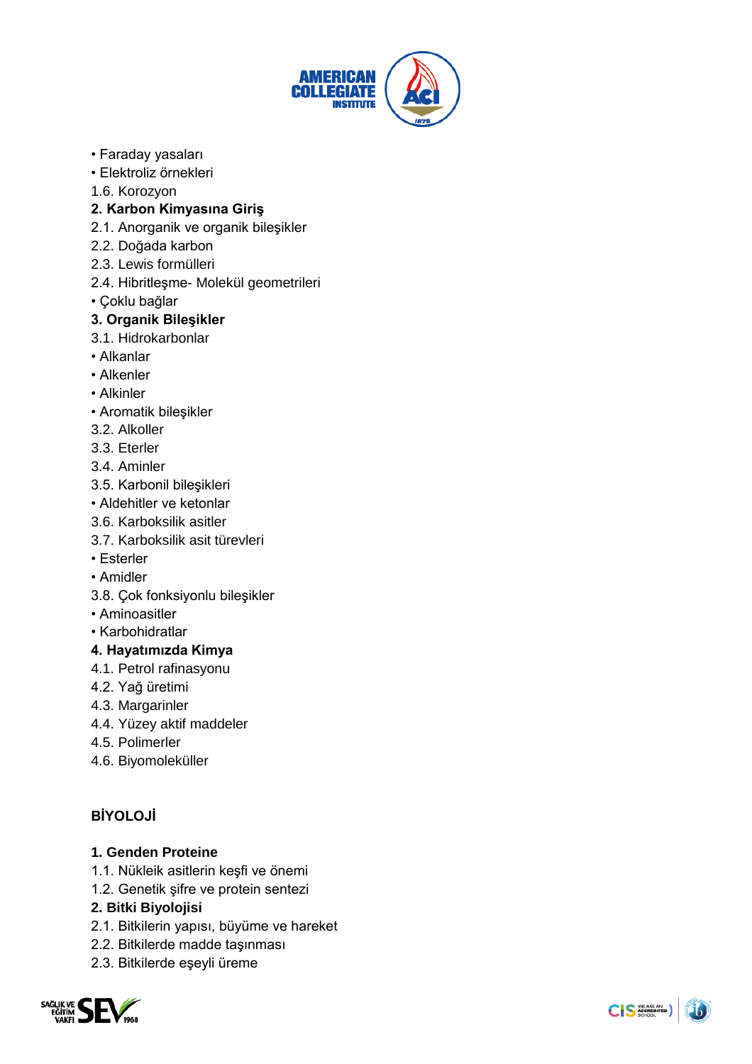- Faraday yasaları
- Elektroliz örnekleri

1.6. Korozyon

**2. Karbon Kimyasına Giriş**

2.1. Anorganik ve organik bileşikler

2.2. Doğada karbon

2.3. Lewis formülleri

2.4. Hibritleşme- Molekül geometrileri

- Çoklu bağlar

**3. Organik Bileşikler**

3.1. Hidrokarbonlar

- Alkanlar
- Alkenler
- Alkinler
- Aromatik bileşikler

3.2. Alkoller

3.3. Eterler

3.4. Aminler

3.5. Karbonil bileşikleri

- Aldehitler ve ketonlar

3.6. Karboksilik asitler

3.7. Karboksilik asit türevleri

- Esterler
- Amidler

3.8. Çok fonksiyonlu bileşikler

- Aminoasitler
- Karbohidratlar

**4. Hayatımızda Kimya**

4.1. Petrol rafinasyonu

4.2. Yağ üretimi

4.3. Margarinler

4.4. Yüzey aktif maddeler

4.5. Polimerler

4.6. Biyomoleküller

## BİYOLOJİ

**1. Genden Proteine**

1.1. Nükleik asitlerin keşfi ve önemi

1.2. Genetik şifre ve protein sentezi

**2. Bitki Biyolojisi**

2.1. Bitkilerin yapısı, büyüme ve hareket

2.2. Bitkilerde madde taşınması

2.3. Bitkilerde eşeyli üreme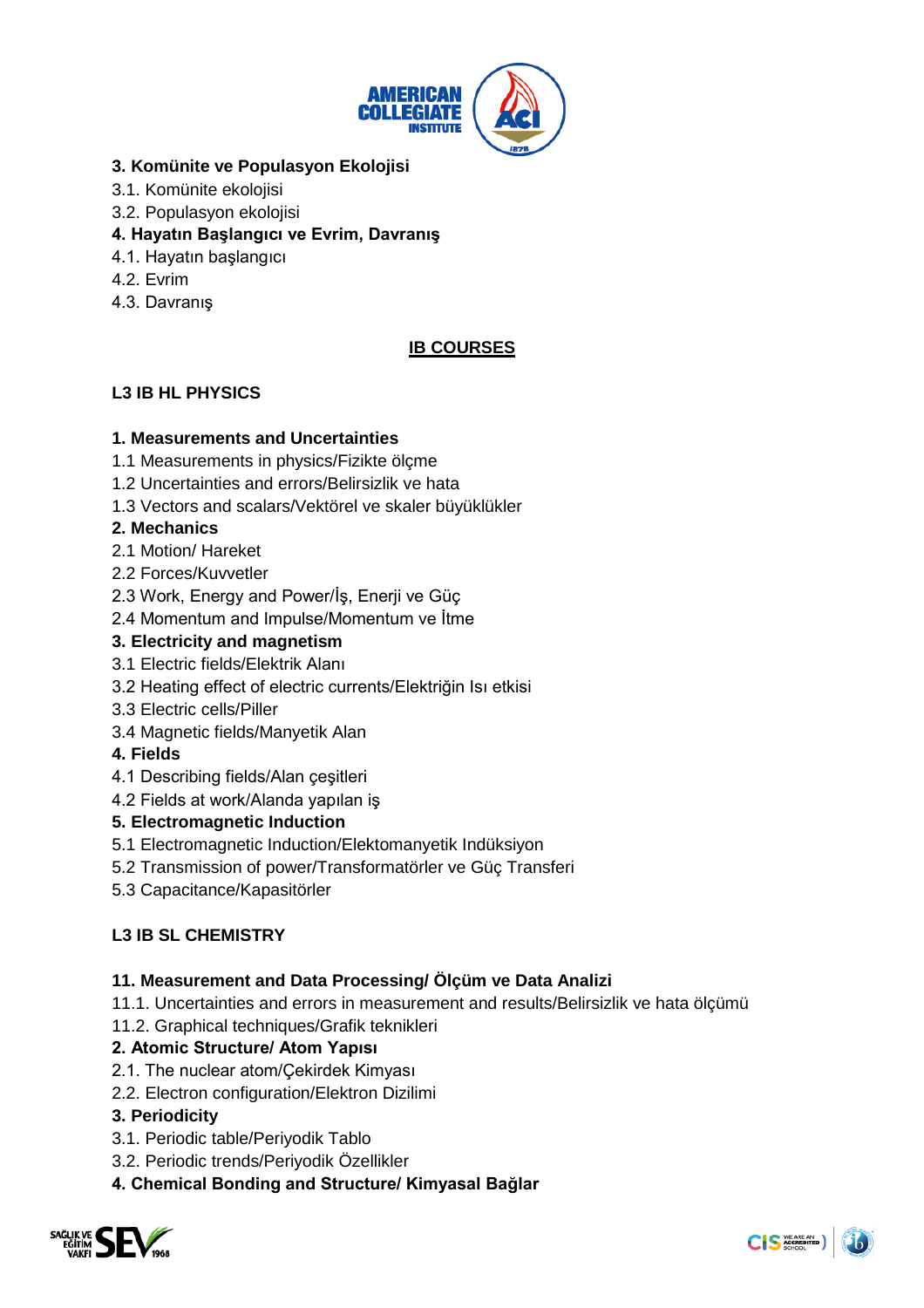**3. Komünite ve Populasyon Ekolojisi**

3.1. Komünite ekolojisi

3.2. Populasyon ekolojisi

**4. Hayatın Başlangıcı ve Evrim, Davranış**

4.1. Hayatın başlangıcı

4.2. Evrim

4.3. Davranış

## IB COURSES

### L3 IB HL PHYSICS

**1. Measurements and Uncertainties**

1.1 Measurements in physics/Fizikte ölçme

1.2 Uncertainties and errors/Belirsizlik ve hata

1.3 Vectors and scalars/Vektörel ve skaler büyüklükler

**2. Mechanics**

2.1 Motion/ Hareket

2.2 Forces/Kuvvetler

2.3 Work, Energy and Power/İş, Enerji ve Güç

2.4 Momentum and Impulse/Momentum ve İtme

**3. Electricity and magnetism**

3.1 Electric fields/Elektrik Alanı

3.2 Heating effect of electric currents/Elektriğin Isı etkisi

3.3 Electric cells/Piller

3.4 Magnetic fields/Manyetik Alan

**4. Fields**

4.1 Describing fields/Alan çeşitleri

4.2 Fields at work/Alanda yapılan iş

**5. Electromagnetic Induction**

5.1 Electromagnetic Induction/Elektomanyetik Indüksiyon

5.2 Transmission of power/Transformatörler ve Güç Transferi

5.3 Capacitance/Kapasitörler

### L3 IB SL CHEMISTRY

**11. Measurement and Data Processing/ Ölçüm ve Data Analizi**

11.1. Uncertainties and errors in measurement and results/Belirsizlik ve hata ölçümü

11.2. Graphical techniques/Grafik teknikleri

**2. Atomic Structure/ Atom Yapısı**

2.1. The nuclear atom/Çekirdek Kimyası

2.2. Electron configuration/Elektron Dizilimi

**3. Periodicity**

3.1. Periodic table/Periyodik Tablo

3.2. Periodic trends/Periyodik Özellikler

**4. Chemical Bonding and Structure/ Kimyasal Bağlar**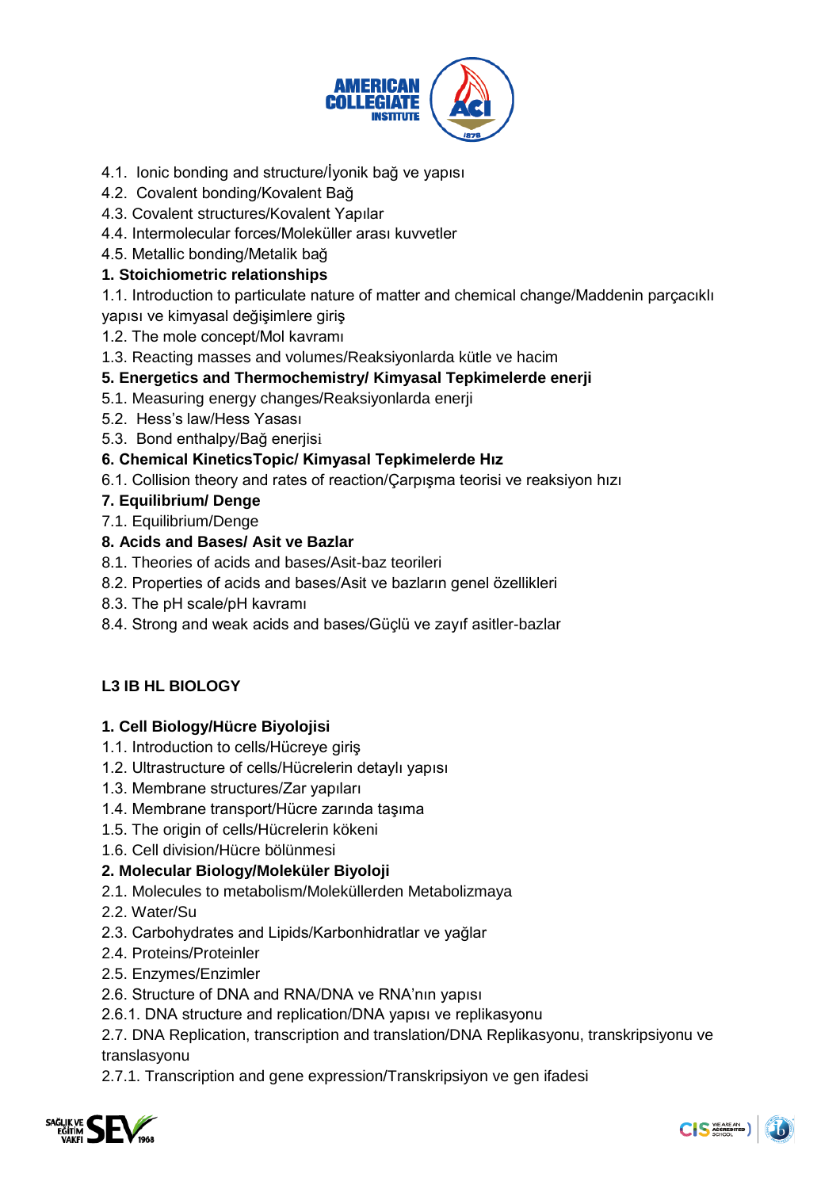4.1. Ionic bonding and structure/İyonik bağ ve yapısı
4.2. Covalent bonding/Kovalent Bağ
4.3. Covalent structures/Kovalent Yapılar
4.4. Intermolecular forces/Moleküller arası kuvvetler
4.5. Metallic bonding/Metalik bağ

**1. Stoichiometric relationships**

1.1. Introduction to particulate nature of matter and chemical change/Maddenin parçacıklı yapısı ve kimyasal değişimlere giriş
1.2. The mole concept/Mol kavramı
1.3. Reacting masses and volumes/Reaksiyonlarda kütle ve hacim

**5. Energetics and Thermochemistry/ Kimyasal Tepkimelerde enerji**

5.1. Measuring energy changes/Reaksiyonlarda enerji
5.2. Hess's law/Hess Yasası
5.3. Bond enthalpy/Bağ enerjisi

**6. Chemical KineticsTopic/ Kimyasal Tepkimelerde Hız**

6.1. Collision theory and rates of reaction/Çarpışma teorisi ve reaksiyon hızı

**7. Equilibrium/ Denge**

7.1. Equilibrium/Denge

**8. Acids and Bases/ Asit ve Bazlar**

8.1. Theories of acids and bases/Asit-baz teorileri
8.2. Properties of acids and bases/Asit ve bazların genel özellikleri
8.3. The pH scale/pH kavramı
8.4. Strong and weak acids and bases/Güçlü ve zayıf asitler-bazlar

## L3 IB HL BIOLOGY

**1. Cell Biology/Hücre Biyolojisi**

1.1. Introduction to cells/Hücreye giriş
1.2. Ultrastructure of cells/Hücrelerin detaylı yapısı
1.3. Membrane structures/Zar yapıları
1.4. Membrane transport/Hücre zarında taşıma
1.5. The origin of cells/Hücrelerin kökeni
1.6. Cell division/Hücre bölünmesi

**2. Molecular Biology/Moleküler Biyoloji**

2.1. Molecules to metabolism/Moleküllerden Metabolizmaya
2.2. Water/Su
2.3. Carbohydrates and Lipids/Karbonhidratlar ve yağlar
2.4. Proteins/Proteinler
2.5. Enzymes/Enzimler
2.6. Structure of DNA and RNA/DNA ve RNA'nın yapısı
2.6.1. DNA structure and replication/DNA yapısı ve replikasyonu
2.7. DNA Replication, transcription and translation/DNA Replikasyonu, transkripsiyonu ve translasyonu
2.7.1. Transcription and gene expression/Transkripsiyon ve gen ifadesi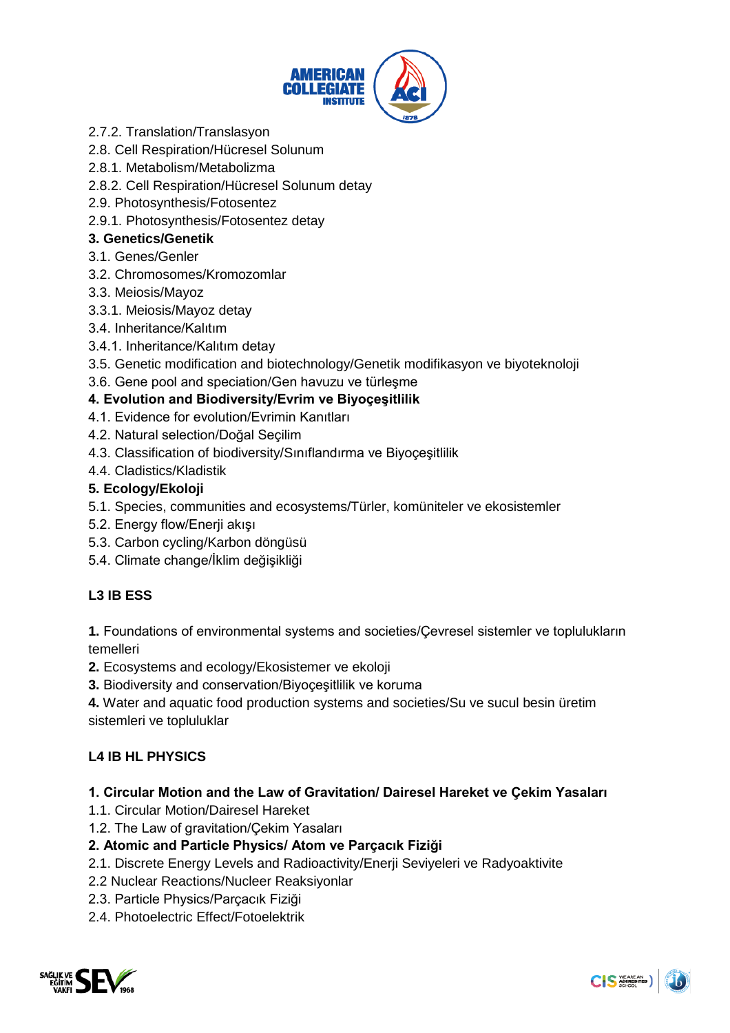2.7.2. Translation/Translasyon
2.8. Cell Respiration/Hücresel Solunum
2.8.1. Metabolism/Metabolizma
2.8.2. Cell Respiration/Hücresel Solunum detay
2.9. Photosynthesis/Fotosentez
2.9.1. Photosynthesis/Fotosentez detay

**3. Genetics/Genetik**

3.1. Genes/Genler
3.2. Chromosomes/Kromozomlar
3.3. Meiosis/Mayoz
3.3.1. Meiosis/Mayoz detay
3.4. Inheritance/Kalıtım
3.4.1. Inheritance/Kalıtım detay
3.5. Genetic modification and biotechnology/Genetik modifikasyon ve biyoteknoloji
3.6. Gene pool and speciation/Gen havuzu ve türleşme

**4. Evolution and Biodiversity/Evrim ve Biyoçeşitlilik**

4.1. Evidence for evolution/Evrimin Kanıtları
4.2. Natural selection/Doğal Seçilim
4.3. Classification of biodiversity/Sınıflandırma ve Biyoçeşitlilik
4.4. Cladistics/Kladistik

**5. Ecology/Ekoloji**

5.1. Species, communities and ecosystems/Türler, komüniteler ve ekosistemler
5.2. Energy flow/Enerji akışı
5.3. Carbon cycling/Karbon döngüsü
5.4. Climate change/İklim değişikliği

**L3 IB ESS**

**1.** Foundations of environmental systems and societies/Çevresel sistemler ve toplulukların temelleri

**2.** Ecosystems and ecology/Ekosistemer ve ekoloji

**3.** Biodiversity and conservation/Biyoçeşitlilik ve koruma

**4.** Water and aquatic food production systems and societies/Su ve sucul besin üretim sistemleri ve topluluklar

**L4 IB HL PHYSICS**

**1. Circular Motion and the Law of Gravitation/ Dairesel Hareket ve Çekim Yasaları**

1.1. Circular Motion/Dairesel Hareket
1.2. The Law of gravitation/Çekim Yasaları

**2. Atomic and Particle Physics/ Atom ve Parçacık Fiziği**

2.1. Discrete Energy Levels and Radioactivity/Enerji Seviyeleri ve Radyoaktivite
2.2 Nuclear Reactions/Nucleer Reaksiyonlar
2.3. Particle Physics/Parçacık Fiziği
2.4. Photoelectric Effect/Fotoelektrik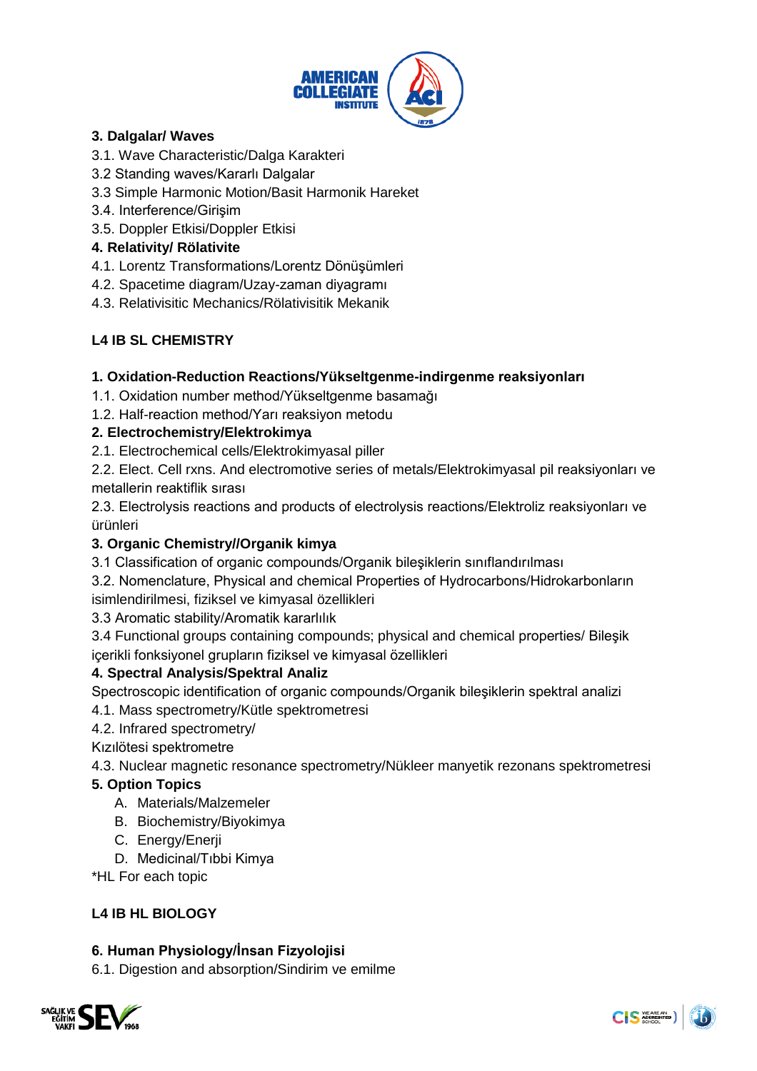**3. Dalgalar/ Waves**

3.1. Wave Characteristic/Dalga Karakteri

3.2 Standing waves/Kararlı Dalgalar

3.3 Simple Harmonic Motion/Basit Harmonik Hareket

3.4. Interference/Girişim

3.5. Doppler Etkisi/Doppler Etkisi

**4. Relativity/ Rölativite**

4.1. Lorentz Transformations/Lorentz Dönüşümleri

4.2. Spacetime diagram/Uzay-zaman diyagramı

4.3. Relativisitic Mechanics/Rölativisitik Mekanik

**L4 IB SL CHEMISTRY**

**1. Oxidation-Reduction Reactions/Yükseltgenme-indirgenme reaksiyonları**

1.1. Oxidation number method/Yükseltgenme basamağı

1.2. Half-reaction method/Yarı reaksiyon metodu

**2. Electrochemistry/Elektrokimya**

2.1. Electrochemical cells/Elektrokimyasal piller

2.2. Elect. Cell rxns. And electromotive series of metals/Elektrokimyasal pil reaksiyonları ve metallerin reaktiflik sırası

2.3. Electrolysis reactions and products of electrolysis reactions/Elektroliz reaksiyonları ve ürünleri

**3. Organic Chemistry//Organik kimya**

3.1 Classification of organic compounds/Organik bileşiklerin sınıflandırılması

3.2. Nomenclature, Physical and chemical Properties of Hydrocarbons/Hidrokarbonların isimlendirilmesi, fiziksel ve kimyasal özellikleri

3.3 Aromatic stability/Aromatik kararlılık

3.4 Functional groups containing compounds; physical and chemical properties/ Bileşik içerikli fonksiyonel grupların fiziksel ve kimyasal özellikleri

**4. Spectral Analysis/Spektral Analiz**

Spectroscopic identification of organic compounds/Organik bileşiklerin spektral analizi

4.1. Mass spectrometry/Kütle spektrometresi

4.2. Infrared spectrometry/
Kızılötesi spektrometre

4.3. Nuclear magnetic resonance spectrometry/Nükleer manyetik rezonans spektrometresi

**5. Option Topics**

A. Materials/Malzemeler
B. Biochemistry/Biyokimya
C. Energy/Enerji
D. Medicinal/Tıbbi Kimya

*HL For each topic

**L4 IB HL BIOLOGY**

**6. Human Physiology/İnsan Fizyolojisi**

6.1. Digestion and absorption/Sindirim ve emilme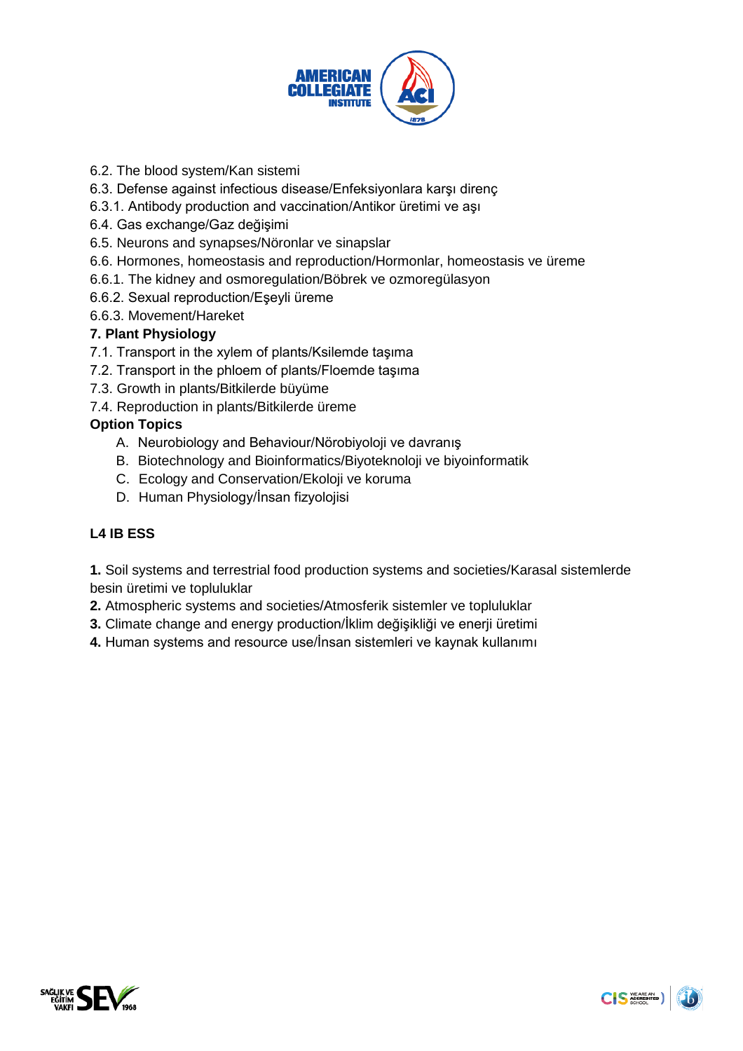6.2. The blood system/Kan sistemi
6.3. Defense against infectious disease/Enfeksiyonlara karşı direnç
6.3.1. Antibody production and vaccination/Antikor üretimi ve aşı
6.4. Gas exchange/Gaz değişimi
6.5. Neurons and synapses/Nöronlar ve sinapslar
6.6. Hormones, homeostasis and reproduction/Hormonlar, homeostasis ve üreme
6.6.1. The kidney and osmoregulation/Böbrek ve ozmoregülasyon
6.6.2. Sexual reproduction/Eşeyli üreme
6.6.3. Movement/Hareket

**7. Plant Physiology**

7.1. Transport in the xylem of plants/Ksilemde taşıma
7.2. Transport in the phloem of plants/Floemde taşıma
7.3. Growth in plants/Bitkilerde büyüme
7.4. Reproduction in plants/Bitkilerde üreme

**Option Topics**

A. Neurobiology and Behaviour/Nörobiyoloji ve davranış
B. Biotechnology and Bioinformatics/Biyoteknoloji ve biyoinformatik
C. Ecology and Conservation/Ekoloji ve koruma
D. Human Physiology/İnsan fizyolojisi

**L4 IB ESS**

**1.** Soil systems and terrestrial food production systems and societies/Karasal sistemlerde besin üretimi ve topluluklar
**2.** Atmospheric systems and societies/Atmosferik sistemler ve topluluklar
**3.** Climate change and energy production/İklim değişikliği ve enerji üretimi
**4.** Human systems and resource use/İnsan sistemleri ve kaynak kullanımı